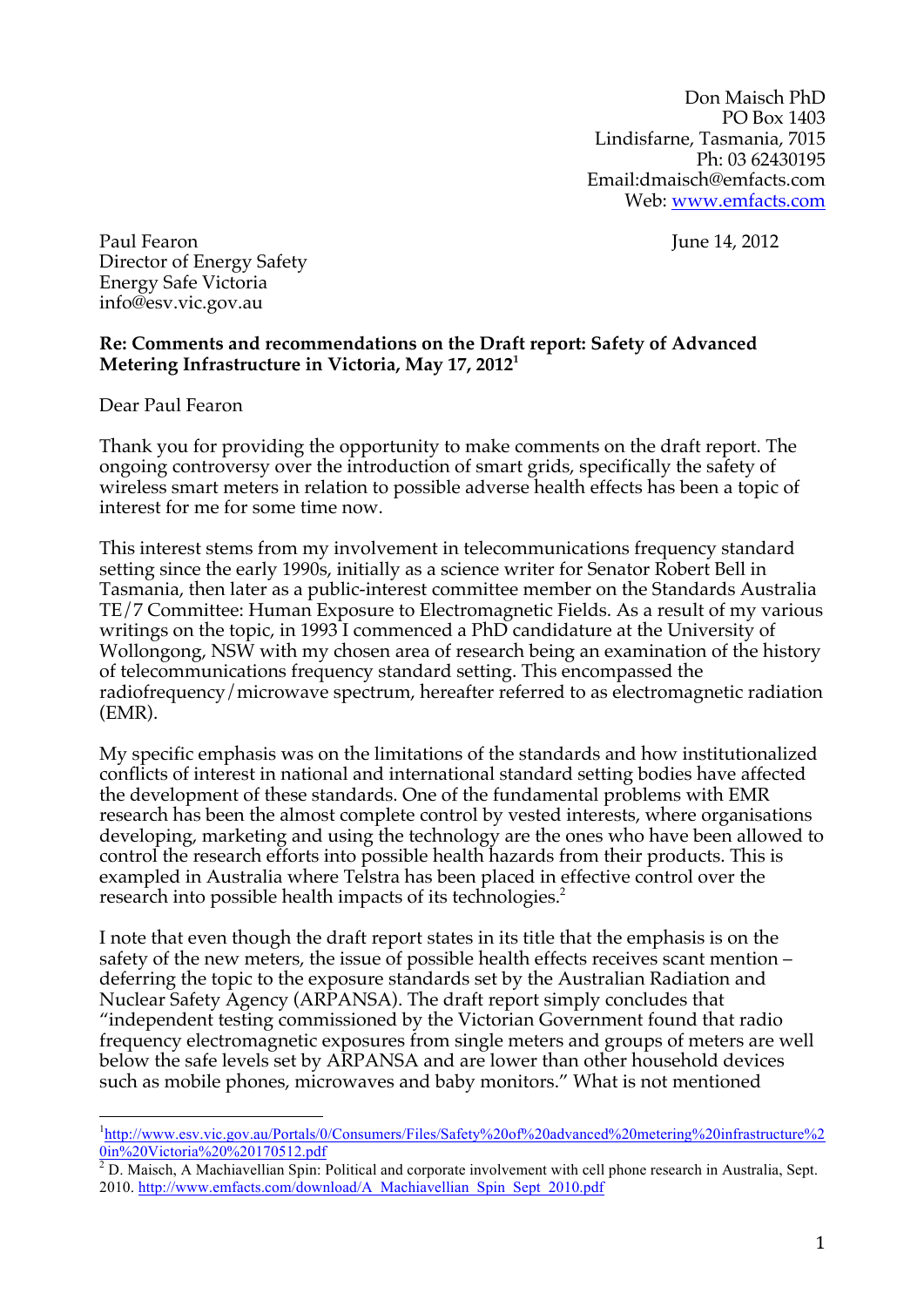Don Maisch PhD
PO Box 1403
Lindisfarne, Tasmania, 7015
Ph: 03 62430195
Email:dmaisch@emfacts.com
Web: www.emfacts.com

Paul Fearon
Director of Energy Safety
Energy Safe Victoria
info@esv.vic.gov.au

June 14, 2012

**Re: Comments and recommendations on the Draft report: Safety of Advanced Metering Infrastructure in Victoria, May 17, 2012**[1]

Dear Paul Fearon

Thank you for providing the opportunity to make comments on the draft report. The ongoing controversy over the introduction of smart grids, specifically the safety of wireless smart meters in relation to possible adverse health effects has been a topic of interest for me for some time now.

This interest stems from my involvement in telecommunications frequency standard setting since the early 1990s, initially as a science writer for Senator Robert Bell in Tasmania, then later as a public-interest committee member on the Standards Australia TE/7 Committee: Human Exposure to Electromagnetic Fields. As a result of my various writings on the topic, in 1993 I commenced a PhD candidature at the University of Wollongong, NSW with my chosen area of research being an examination of the history of telecommunications frequency standard setting. This encompassed the radiofrequency/microwave spectrum, hereafter referred to as electromagnetic radiation (EMR).

My specific emphasis was on the limitations of the standards and how institutionalized conflicts of interest in national and international standard setting bodies have affected the development of these standards. One of the fundamental problems with EMR research has been the almost complete control by vested interests, where organisations developing, marketing and using the technology are the ones who have been allowed to control the research efforts into possible health hazards from their products. This is exampled in Australia where Telstra has been placed in effective control over the research into possible health impacts of its technologies.[2]

I note that even though the draft report states in its title that the emphasis is on the safety of the new meters, the issue of possible health effects receives scant mention – deferring the topic to the exposure standards set by the Australian Radiation and Nuclear Safety Agency (ARPANSA). The draft report simply concludes that "independent testing commissioned by the Victorian Government found that radio frequency electromagnetic exposures from single meters and groups of meters are well below the safe levels set by ARPANSA and are lower than other household devices such as mobile phones, microwaves and baby monitors." What is not mentioned

[1] http://www.esv.vic.gov.au/Portals/0/Consumers/Files/Safety%20of%20advanced%20metering%20infrastructure%20in%20Victoria%20%20170512.pdf

[2] D. Maisch, A Machiavellian Spin: Political and corporate involvement with cell phone research in Australia, Sept. 2010. http://www.emfacts.com/download/A_Machiavellian_Spin_Sept_2010.pdf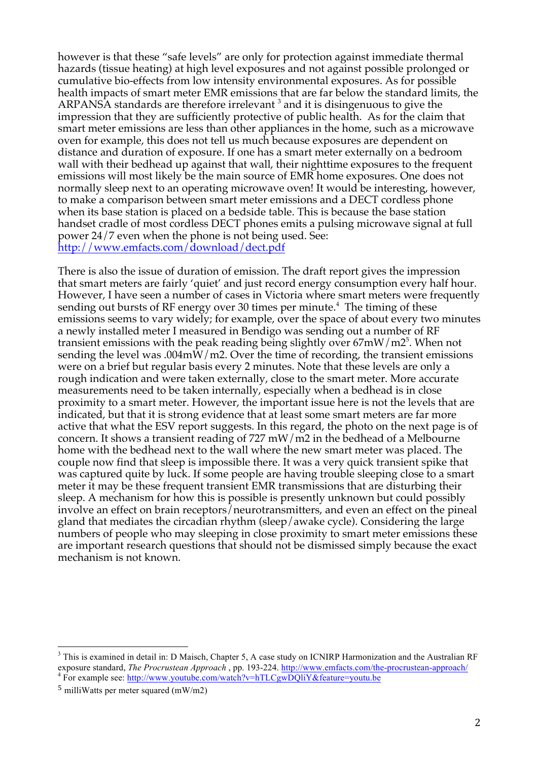however is that these “safe levels” are only for protection against immediate thermal hazards (tissue heating) at high level exposures and not against possible prolonged or cumulative bio-effects from low intensity environmental exposures. As for possible health impacts of smart meter EMR emissions that are far below the standard limits, the ARPANSA standards are therefore irrelevant [3] and it is disingenuous to give the impression that they are sufficiently protective of public health. As for the claim that smart meter emissions are less than other appliances in the home, such as a microwave oven for example, this does not tell us much because exposures are dependent on distance and duration of exposure. If one has a smart meter externally on a bedroom wall with their bedhead up against that wall, their nighttime exposures to the frequent emissions will most likely be the main source of EMR home exposures. One does not normally sleep next to an operating microwave oven! It would be interesting, however, to make a comparison between smart meter emissions and a DECT cordless phone when its base station is placed on a bedside table. This is because the base station handset cradle of most cordless DECT phones emits a pulsing microwave signal at full power 24/7 even when the phone is not being used. See: http://www.emfacts.com/download/dect.pdf

There is also the issue of duration of emission. The draft report gives the impression that smart meters are fairly ‘quiet’ and just record energy consumption every half hour. However, I have seen a number of cases in Victoria where smart meters were frequently sending out bursts of RF energy over 30 times per minute.[4] The timing of these emissions seems to vary widely; for example, over the space of about every two minutes a newly installed meter I measured in Bendigo was sending out a number of RF transient emissions with the peak reading being slightly over 67mW/m2[5]. When not sending the level was .004mW/m2. Over the time of recording, the transient emissions were on a brief but regular basis every 2 minutes. Note that these levels are only a rough indication and were taken externally, close to the smart meter. More accurate measurements need to be taken internally, especially when a bedhead is in close proximity to a smart meter. However, the important issue here is not the levels that are indicated, but that it is strong evidence that at least some smart meters are far more active that what the ESV report suggests. In this regard, the photo on the next page is of concern. It shows a transient reading of 727 mW/m2 in the bedhead of a Melbourne home with the bedhead next to the wall where the new smart meter was placed. The couple now find that sleep is impossible there. It was a very quick transient spike that was captured quite by luck. If some people are having trouble sleeping close to a smart meter it may be these frequent transient EMR transmissions that are disturbing their sleep. A mechanism for how this is possible is presently unknown but could possibly involve an effect on brain receptors/neurotransmitters, and even an effect on the pineal gland that mediates the circadian rhythm (sleep/awake cycle). Considering the large numbers of people who may sleeping in close proximity to smart meter emissions these are important research questions that should not be dismissed simply because the exact mechanism is not known.

---

[3] This is examined in detail in: D Maisch, Chapter 5, A case study on ICNIRP Harmonization and the Australian RF exposure standard, *The Procrustean Approach* , pp. 193-224. http://www.emfacts.com/the-procrustean-approach/

[4] For example see: http://www.youtube.com/watch?v=hTLCgwDQliY&feature=youtu.be

[5] milliWatts per meter squared (mW/m2)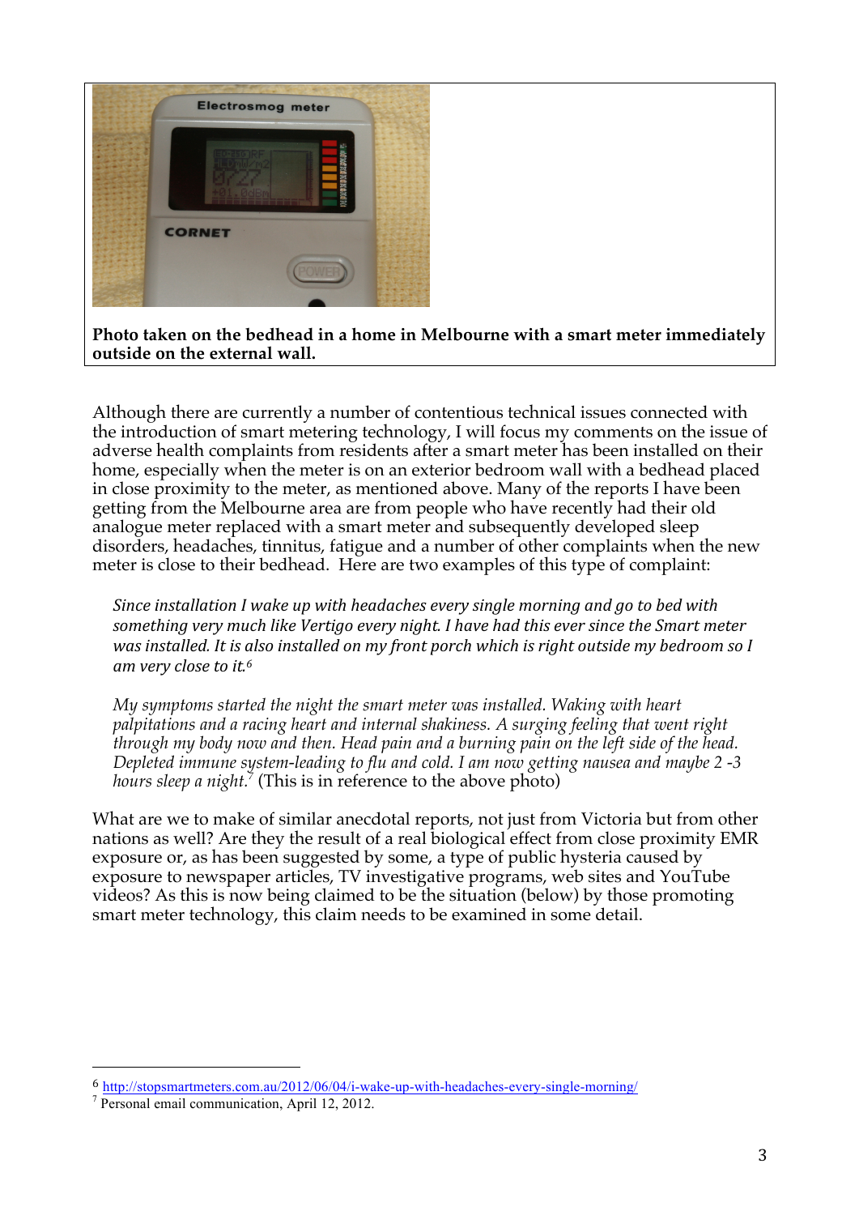**Photo taken on the bedhead in a home in Melbourne with a smart meter immediately outside on the external wall.**

Although there are currently a number of contentious technical issues connected with the introduction of smart metering technology, I will focus my comments on the issue of adverse health complaints from residents after a smart meter has been installed on their home, especially when the meter is on an exterior bedroom wall with a bedhead placed in close proximity to the meter, as mentioned above. Many of the reports I have been getting from the Melbourne area are from people who have recently had their old analogue meter replaced with a smart meter and subsequently developed sleep disorders, headaches, tinnitus, fatigue and a number of other complaints when the new meter is close to their bedhead. Here are two examples of this type of complaint:

> *Since installation I wake up with headaches every single morning and go to bed with something very much like Vertigo every night. I have had this ever since the Smart meter was installed. It is also installed on my front porch which is right outside my bedroom so I am very close to it.*[6]

> *My symptoms started the night the smart meter was installed. Waking with heart palpitations and a racing heart and internal shakiness. A surging feeling that went right through my body now and then. Head pain and a burning pain on the left side of the head. Depleted immune system-leading to flu and cold. I am now getting nausea and maybe 2 -3 hours sleep a night.*[7] (This is in reference to the above photo)

What are we to make of similar anecdotal reports, not just from Victoria but from other nations as well? Are they the result of a real biological effect from close proximity EMR exposure or, as has been suggested by some, a type of public hysteria caused by exposure to newspaper articles, TV investigative programs, web sites and YouTube videos? As this is now being claimed to be the situation (below) by those promoting smart meter technology, this claim needs to be examined in some detail.

---

[6] http://stopsmartmeters.com.au/2012/06/04/i-wake-up-with-headaches-every-single-morning/

[7] Personal email communication, April 12, 2012.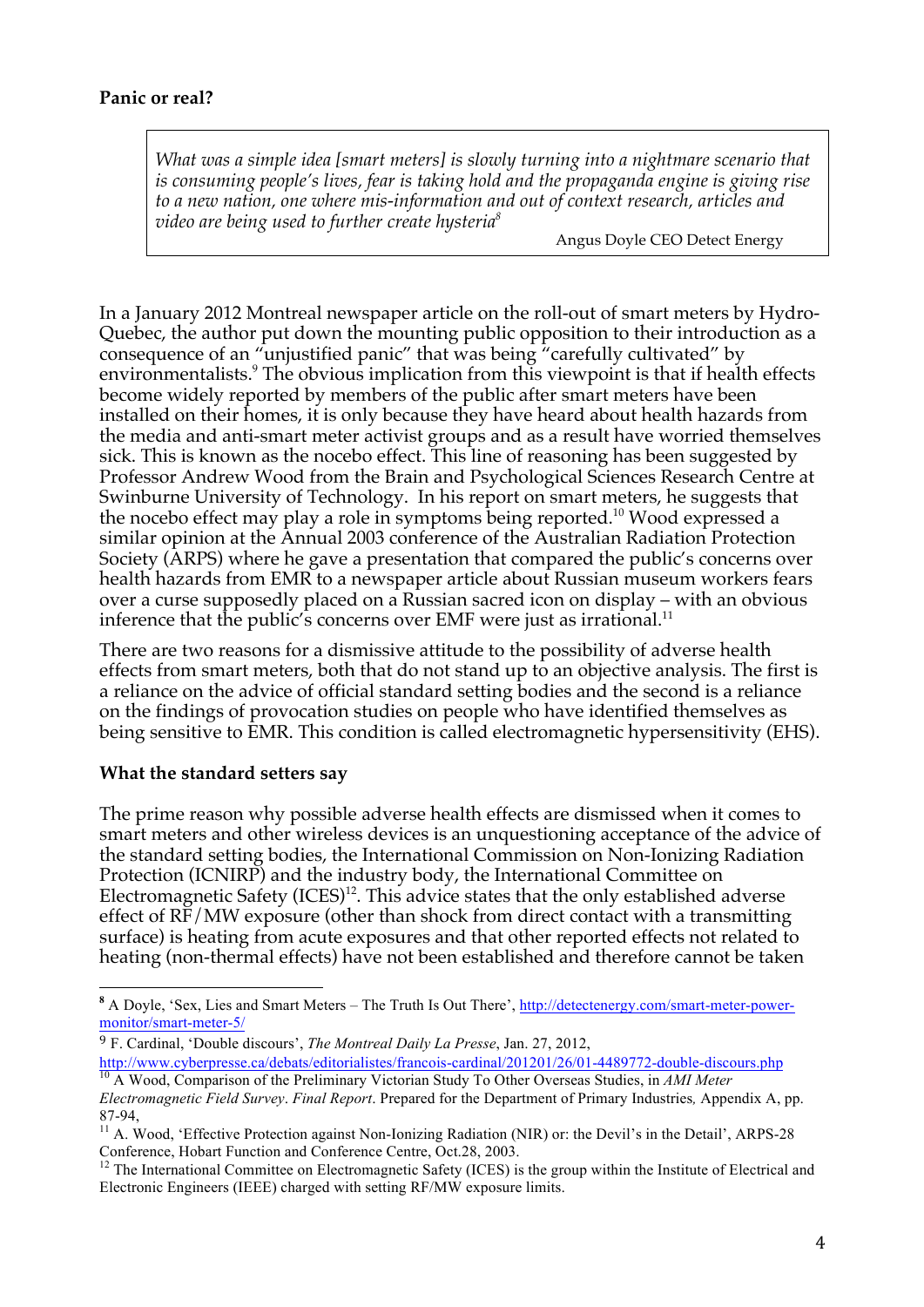**Panic or real?**

> *What was a simple idea [smart meters] is slowly turning into a nightmare scenario that is consuming people's lives, fear is taking hold and the propaganda engine is giving rise to a new nation, one where mis-information and out of context research, articles and video are being used to further create hysteria*[8]
>
> Angus Doyle CEO Detect Energy

In a January 2012 Montreal newspaper article on the roll-out of smart meters by Hydro-Quebec, the author put down the mounting public opposition to their introduction as a consequence of an "unjustified panic" that was being "carefully cultivated" by environmentalists.[9] The obvious implication from this viewpoint is that if health effects become widely reported by members of the public after smart meters have been installed on their homes, it is only because they have heard about health hazards from the media and anti-smart meter activist groups and as a result have worried themselves sick. This is known as the nocebo effect. This line of reasoning has been suggested by Professor Andrew Wood from the Brain and Psychological Sciences Research Centre at Swinburne University of Technology. In his report on smart meters, he suggests that the nocebo effect may play a role in symptoms being reported.[10] Wood expressed a similar opinion at the Annual 2003 conference of the Australian Radiation Protection Society (ARPS) where he gave a presentation that compared the public's concerns over health hazards from EMR to a newspaper article about Russian museum workers fears over a curse supposedly placed on a Russian sacred icon on display – with an obvious inference that the public's concerns over EMF were just as irrational.[11]

There are two reasons for a dismissive attitude to the possibility of adverse health effects from smart meters, both that do not stand up to an objective analysis. The first is a reliance on the advice of official standard setting bodies and the second is a reliance on the findings of provocation studies on people who have identified themselves as being sensitive to EMR. This condition is called electromagnetic hypersensitivity (EHS).

**What the standard setters say**

The prime reason why possible adverse health effects are dismissed when it comes to smart meters and other wireless devices is an unquestioning acceptance of the advice of the standard setting bodies, the International Commission on Non-Ionizing Radiation Protection (ICNIRP) and the industry body, the International Committee on Electromagnetic Safety (ICES)[12]. This advice states that the only established adverse effect of RF/MW exposure (other than shock from direct contact with a transmitting surface) is heating from acute exposures and that other reported effects not related to heating (non-thermal effects) have not been established and therefore cannot be taken

---

[8] A Doyle, 'Sex, Lies and Smart Meters – The Truth Is Out There', http://detectenergy.com/smart-meter-power-monitor/smart-meter-5/

[9] F. Cardinal, 'Double discours', *The Montreal Daily La Presse*, Jan. 27, 2012, http://www.cyberpresse.ca/debats/editorialistes/francois-cardinal/201201/26/01-4489772-double-discours.php

[10] A Wood, Comparison of the Preliminary Victorian Study To Other Overseas Studies, in *AMI Meter Electromagnetic Field Survey*. *Final Report*. Prepared for the Department of Primary Industries, Appendix A, pp. 87-94,

[11] A. Wood, 'Effective Protection against Non-Ionizing Radiation (NIR) or: the Devil's in the Detail', ARPS-28 Conference, Hobart Function and Conference Centre, Oct.28, 2003.

[12] The International Committee on Electromagnetic Safety (ICES) is the group within the Institute of Electrical and Electronic Engineers (IEEE) charged with setting RF/MW exposure limits.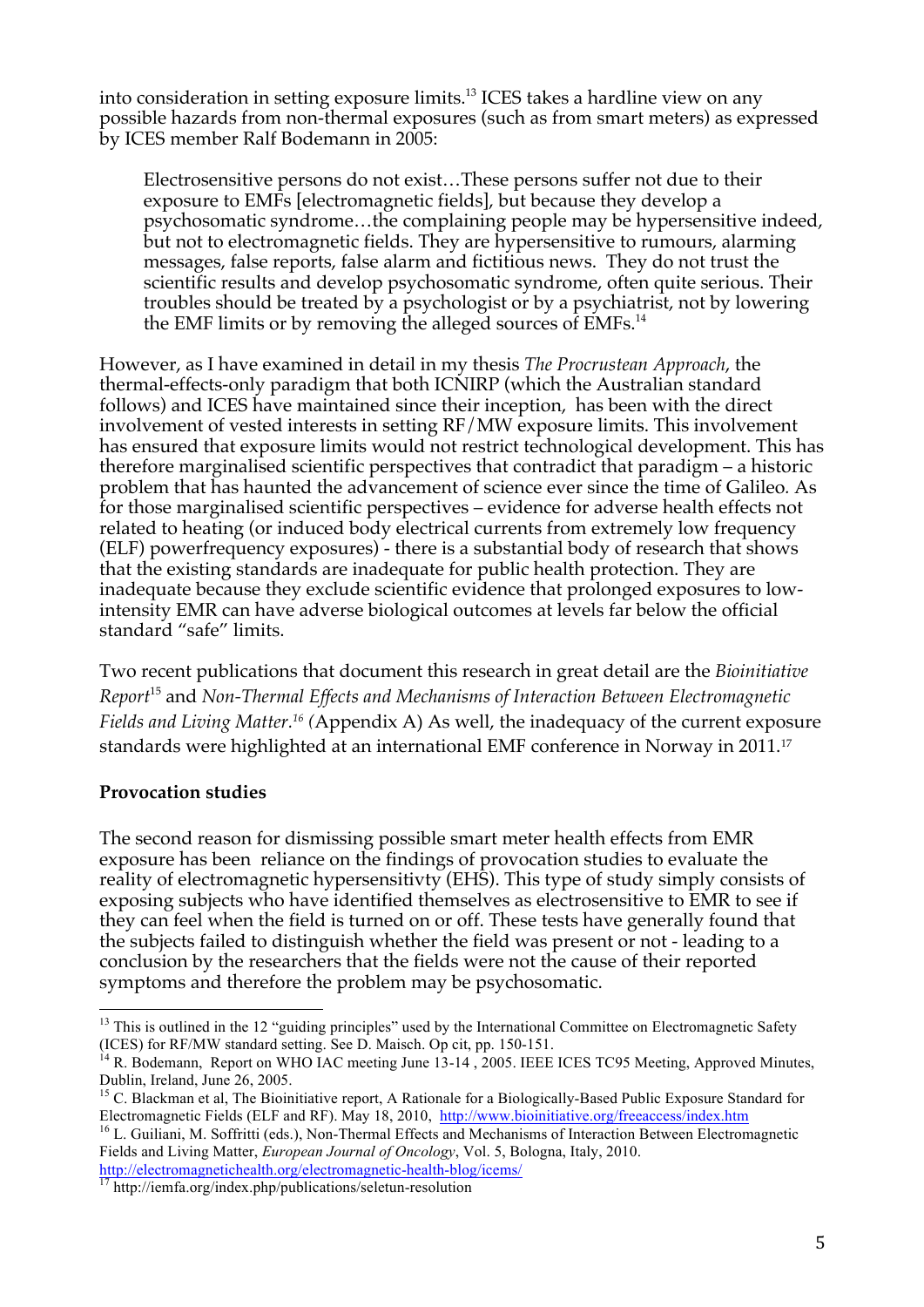into consideration in setting exposure limits.[13] ICES takes a hardline view on any possible hazards from non-thermal exposures (such as from smart meters) as expressed by ICES member Ralf Bodemann in 2005:

> Electrosensitive persons do not exist…These persons suffer not due to their exposure to EMFs [electromagnetic fields], but because they develop a psychosomatic syndrome…the complaining people may be hypersensitive indeed, but not to electromagnetic fields. They are hypersensitive to rumours, alarming messages, false reports, false alarm and fictitious news. They do not trust the scientific results and develop psychosomatic syndrome, often quite serious. Their troubles should be treated by a psychologist or by a psychiatrist, not by lowering the EMF limits or by removing the alleged sources of EMFs.[14]

However, as I have examined in detail in my thesis *The Procrustean Approach*, the thermal-effects-only paradigm that both ICNIRP (which the Australian standard follows) and ICES have maintained since their inception, has been with the direct involvement of vested interests in setting RF/MW exposure limits. This involvement has ensured that exposure limits would not restrict technological development. This has therefore marginalised scientific perspectives that contradict that paradigm – a historic problem that has haunted the advancement of science ever since the time of Galileo. As for those marginalised scientific perspectives – evidence for adverse health effects not related to heating (or induced body electrical currents from extremely low frequency (ELF) powerfrequency exposures) - there is a substantial body of research that shows that the existing standards are inadequate for public health protection. They are inadequate because they exclude scientific evidence that prolonged exposures to low-intensity EMR can have adverse biological outcomes at levels far below the official standard "safe" limits.

Two recent publications that document this research in great detail are the *Bioinitiative Report*[15] and *Non-Thermal Effects and Mechanisms of Interaction Between Electromagnetic Fields and Living Matter.*[16] (Appendix A) As well, the inadequacy of the current exposure standards were highlighted at an international EMF conference in Norway in 2011.[17]

### Provocation studies

The second reason for dismissing possible smart meter health effects from EMR exposure has been reliance on the findings of provocation studies to evaluate the reality of electromagnetic hypersensitivty (EHS). This type of study simply consists of exposing subjects who have identified themselves as electrosensitive to EMR to see if they can feel when the field is turned on or off. These tests have generally found that the subjects failed to distinguish whether the field was present or not - leading to a conclusion by the researchers that the fields were not the cause of their reported symptoms and therefore the problem may be psychosomatic.

---

[13] This is outlined in the 12 "guiding principles" used by the International Committee on Electromagnetic Safety (ICES) for RF/MW standard setting. See D. Maisch. Op cit, pp. 150-151.

[14] R. Bodemann, Report on WHO IAC meeting June 13-14 , 2005. IEEE ICES TC95 Meeting, Approved Minutes, Dublin, Ireland, June 26, 2005.

[15] C. Blackman et al, The Bioinitiative report, A Rationale for a Biologically-Based Public Exposure Standard for Electromagnetic Fields (ELF and RF). May 18, 2010, http://www.bioinitiative.org/freeaccess/index.htm

[16] L. Guiliani, M. Soffritti (eds.), Non-Thermal Effects and Mechanisms of Interaction Between Electromagnetic Fields and Living Matter, *European Journal of Oncology*, Vol. 5, Bologna, Italy, 2010. http://electromagnetichealth.org/electromagnetic-health-blog/icems/

[17] http://iemfa.org/index.php/publications/seletun-resolution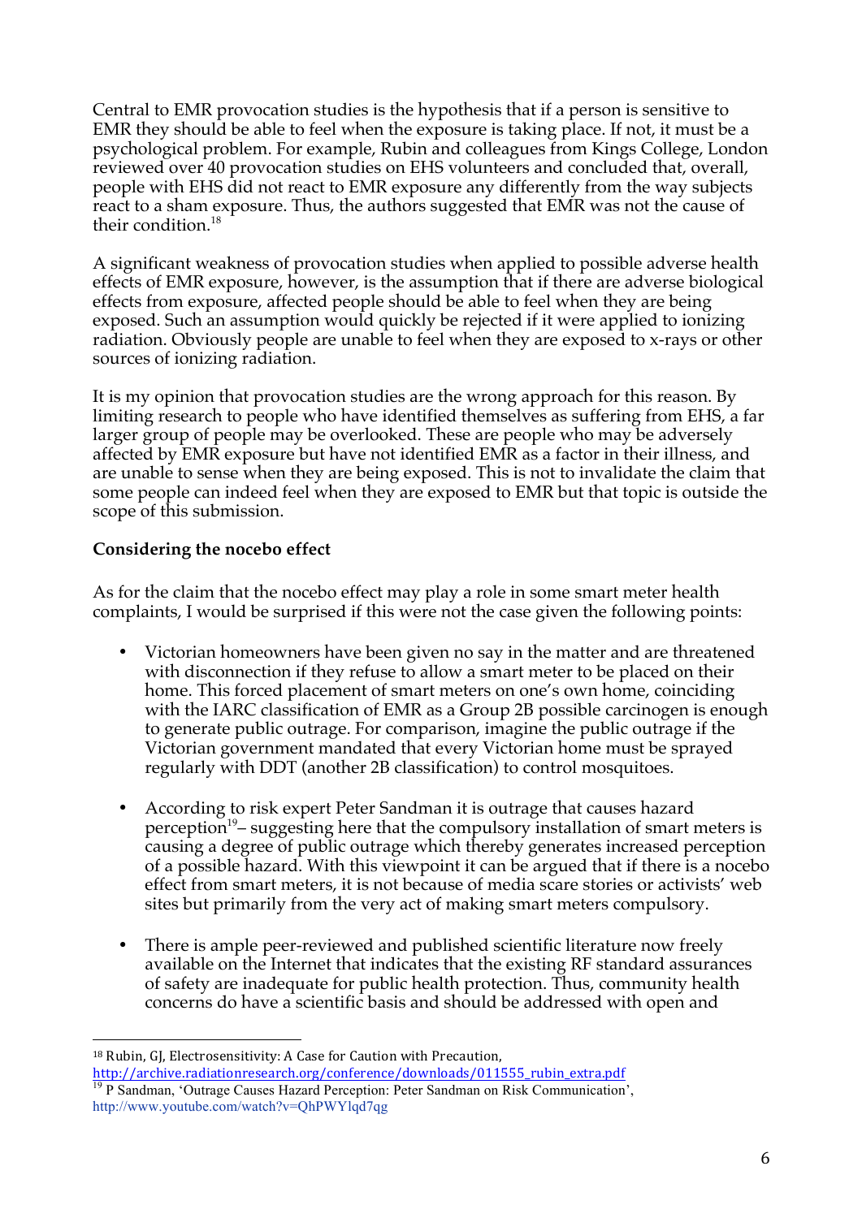Central to EMR provocation studies is the hypothesis that if a person is sensitive to EMR they should be able to feel when the exposure is taking place. If not, it must be a psychological problem. For example, Rubin and colleagues from Kings College, London reviewed over 40 provocation studies on EHS volunteers and concluded that, overall, people with EHS did not react to EMR exposure any differently from the way subjects react to a sham exposure. Thus, the authors suggested that EMR was not the cause of their condition.[18]

A significant weakness of provocation studies when applied to possible adverse health effects of EMR exposure, however, is the assumption that if there are adverse biological effects from exposure, affected people should be able to feel when they are being exposed. Such an assumption would quickly be rejected if it were applied to ionizing radiation. Obviously people are unable to feel when they are exposed to x-rays or other sources of ionizing radiation.

It is my opinion that provocation studies are the wrong approach for this reason. By limiting research to people who have identified themselves as suffering from EHS, a far larger group of people may be overlooked. These are people who may be adversely affected by EMR exposure but have not identified EMR as a factor in their illness, and are unable to sense when they are being exposed. This is not to invalidate the claim that some people can indeed feel when they are exposed to EMR but that topic is outside the scope of this submission.

**Considering the nocebo effect**

As for the claim that the nocebo effect may play a role in some smart meter health complaints, I would be surprised if this were not the case given the following points:

- Victorian homeowners have been given no say in the matter and are threatened with disconnection if they refuse to allow a smart meter to be placed on their home. This forced placement of smart meters on one's own home, coinciding with the IARC classification of EMR as a Group 2B possible carcinogen is enough to generate public outrage. For comparison, imagine the public outrage if the Victorian government mandated that every Victorian home must be sprayed regularly with DDT (another 2B classification) to control mosquitoes.

- According to risk expert Peter Sandman it is outrage that causes hazard perception[19]– suggesting here that the compulsory installation of smart meters is causing a degree of public outrage which thereby generates increased perception of a possible hazard. With this viewpoint it can be argued that if there is a nocebo effect from smart meters, it is not because of media scare stories or activists' web sites but primarily from the very act of making smart meters compulsory.

- There is ample peer-reviewed and published scientific literature now freely available on the Internet that indicates that the existing RF standard assurances of safety are inadequate for public health protection. Thus, community health concerns do have a scientific basis and should be addressed with open and

---

[18] Rubin, GJ, Electrosensitivity: A Case for Caution with Precaution, http://archive.radiationresearch.org/conference/downloads/011555_rubin_extra.pdf

[19] P Sandman, 'Outrage Causes Hazard Perception: Peter Sandman on Risk Communication', http://www.youtube.com/watch?v=QhPWYlqd7qg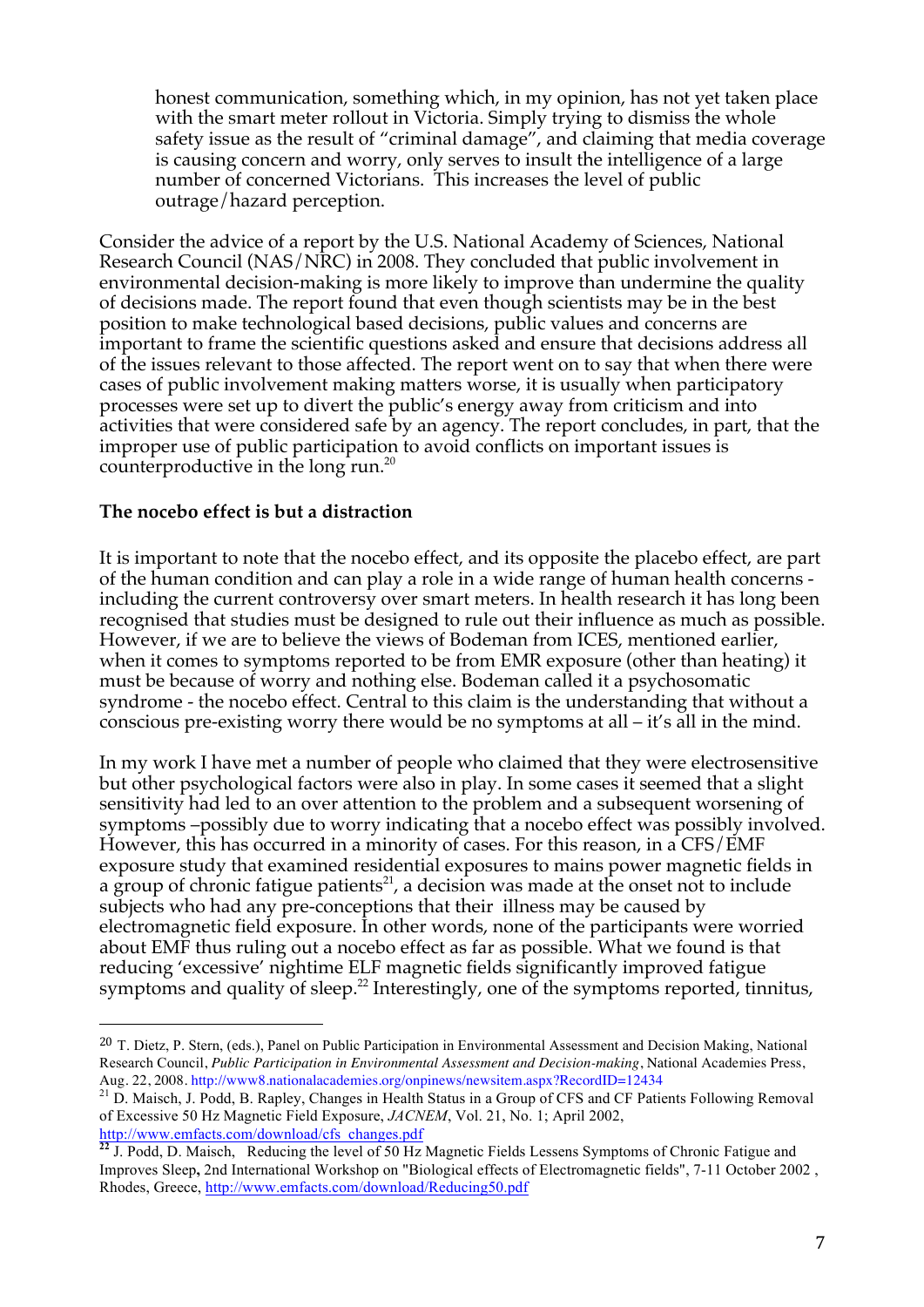honest communication, something which, in my opinion, has not yet taken place with the smart meter rollout in Victoria. Simply trying to dismiss the whole safety issue as the result of "criminal damage", and claiming that media coverage is causing concern and worry, only serves to insult the intelligence of a large number of concerned Victorians. This increases the level of public outrage/hazard perception.

Consider the advice of a report by the U.S. National Academy of Sciences, National Research Council (NAS/NRC) in 2008. They concluded that public involvement in environmental decision-making is more likely to improve than undermine the quality of decisions made. The report found that even though scientists may be in the best position to make technological based decisions, public values and concerns are important to frame the scientific questions asked and ensure that decisions address all of the issues relevant to those affected. The report went on to say that when there were cases of public involvement making matters worse, it is usually when participatory processes were set up to divert the public's energy away from criticism and into activities that were considered safe by an agency. The report concludes, in part, that the improper use of public participation to avoid conflicts on important issues is counterproductive in the long run.[20]

**The nocebo effect is but a distraction**

It is important to note that the nocebo effect, and its opposite the placebo effect, are part of the human condition and can play a role in a wide range of human health concerns - including the current controversy over smart meters. In health research it has long been recognised that studies must be designed to rule out their influence as much as possible. However, if we are to believe the views of Bodeman from ICES, mentioned earlier, when it comes to symptoms reported to be from EMR exposure (other than heating) it must be because of worry and nothing else. Bodeman called it a psychosomatic syndrome - the nocebo effect. Central to this claim is the understanding that without a conscious pre-existing worry there would be no symptoms at all – it's all in the mind.

In my work I have met a number of people who claimed that they were electrosensitive but other psychological factors were also in play. In some cases it seemed that a slight sensitivity had led to an over attention to the problem and a subsequent worsening of symptoms –possibly due to worry indicating that a nocebo effect was possibly involved. However, this has occurred in a minority of cases. For this reason, in a CFS/EMF exposure study that examined residential exposures to mains power magnetic fields in a group of chronic fatigue patients[21], a decision was made at the onset not to include subjects who had any pre-conceptions that their illness may be caused by electromagnetic field exposure. In other words, none of the participants were worried about EMF thus ruling out a nocebo effect as far as possible. What we found is that reducing 'excessive' nightime ELF magnetic fields significantly improved fatigue symptoms and quality of sleep.[22] Interestingly, one of the symptoms reported, tinnitus,

---

[20] T. Dietz, P. Stern, (eds.), Panel on Public Participation in Environmental Assessment and Decision Making, National Research Council, *Public Participation in Environmental Assessment and Decision-making*, National Academies Press, Aug. 22, 2008. http://www8.nationalacademies.org/onpinews/newsitem.aspx?RecordID=12434

[21] D. Maisch, J. Podd, B. Rapley, Changes in Health Status in a Group of CFS and CF Patients Following Removal of Excessive 50 Hz Magnetic Field Exposure, *JACNEM*, Vol. 21, No. 1; April 2002, http://www.emfacts.com/download/cfs_changes.pdf

[22] J. Podd, D. Maisch, Reducing the level of 50 Hz Magnetic Fields Lessens Symptoms of Chronic Fatigue and Improves Sleep**,** 2nd International Workshop on "Biological effects of Electromagnetic fields", 7-11 October 2002 , Rhodes, Greece, http://www.emfacts.com/download/Reducing50.pdf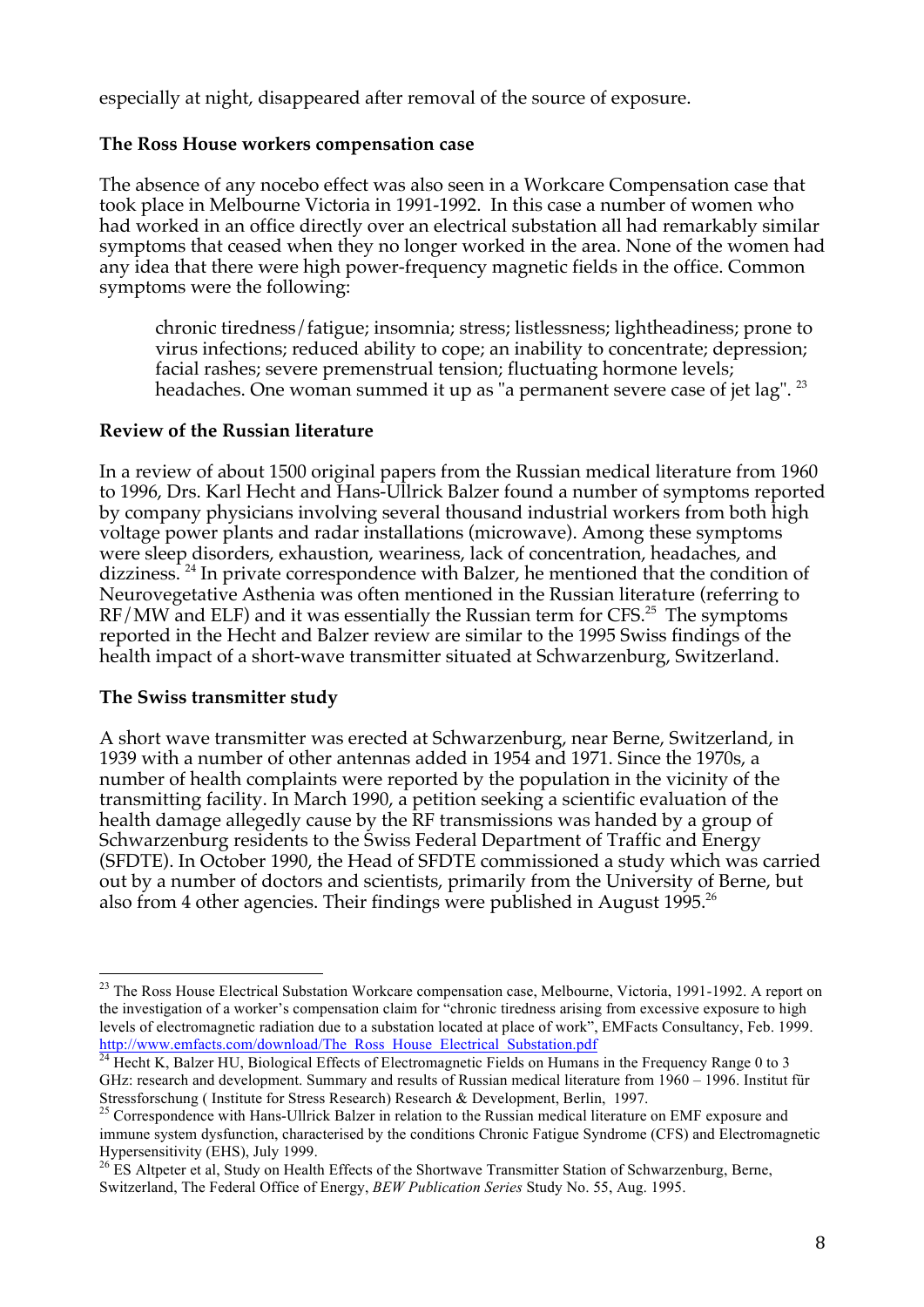especially at night, disappeared after removal of the source of exposure.

### The Ross House workers compensation case

The absence of any nocebo effect was also seen in a Workcare Compensation case that took place in Melbourne Victoria in 1991-1992. In this case a number of women who had worked in an office directly over an electrical substation all had remarkably similar symptoms that ceased when they no longer worked in the area. None of the women had any idea that there were high power-frequency magnetic fields in the office. Common symptoms were the following:

> chronic tiredness/fatigue; insomnia; stress; listlessness; lightheadiness; prone to virus infections; reduced ability to cope; an inability to concentrate; depression; facial rashes; severe premenstrual tension; fluctuating hormone levels; headaches. One woman summed it up as "a permanent severe case of jet lag". [23]

### Review of the Russian literature

In a review of about 1500 original papers from the Russian medical literature from 1960 to 1996, Drs. Karl Hecht and Hans-Ullrick Balzer found a number of symptoms reported by company physicians involving several thousand industrial workers from both high voltage power plants and radar installations (microwave). Among these symptoms were sleep disorders, exhaustion, weariness, lack of concentration, headaches, and dizziness. [24] In private correspondence with Balzer, he mentioned that the condition of Neurovegetative Asthenia was often mentioned in the Russian literature (referring to RF/MW and ELF) and it was essentially the Russian term for CFS.[25] The symptoms reported in the Hecht and Balzer review are similar to the 1995 Swiss findings of the health impact of a short-wave transmitter situated at Schwarzenburg, Switzerland.

### The Swiss transmitter study

A short wave transmitter was erected at Schwarzenburg, near Berne, Switzerland, in 1939 with a number of other antennas added in 1954 and 1971. Since the 1970s, a number of health complaints were reported by the population in the vicinity of the transmitting facility. In March 1990, a petition seeking a scientific evaluation of the health damage allegedly cause by the RF transmissions was handed by a group of Schwarzenburg residents to the Swiss Federal Department of Traffic and Energy (SFDTE). In October 1990, the Head of SFDTE commissioned a study which was carried out by a number of doctors and scientists, primarily from the University of Berne, but also from 4 other agencies. Their findings were published in August 1995.[26]

---

[23] The Ross House Electrical Substation Workcare compensation case, Melbourne, Victoria, 1991-1992. A report on the investigation of a worker's compensation claim for "chronic tiredness arising from excessive exposure to high levels of electromagnetic radiation due to a substation located at place of work", EMFacts Consultancy, Feb. 1999. http://www.emfacts.com/download/The_Ross_House_Electrical_Substation.pdf

[24] Hecht K, Balzer HU, Biological Effects of Electromagnetic Fields on Humans in the Frequency Range 0 to 3 GHz: research and development. Summary and results of Russian medical literature from 1960 – 1996. Institut für Stressforschung ( Institute for Stress Research) Research & Development, Berlin, 1997.

[25] Correspondence with Hans-Ullrick Balzer in relation to the Russian medical literature on EMF exposure and immune system dysfunction, characterised by the conditions Chronic Fatigue Syndrome (CFS) and Electromagnetic Hypersensitivity (EHS), July 1999.

[26] ES Altpeter et al, Study on Health Effects of the Shortwave Transmitter Station of Schwarzenburg, Berne, Switzerland, The Federal Office of Energy, *BEW Publication Series* Study No. 55, Aug. 1995.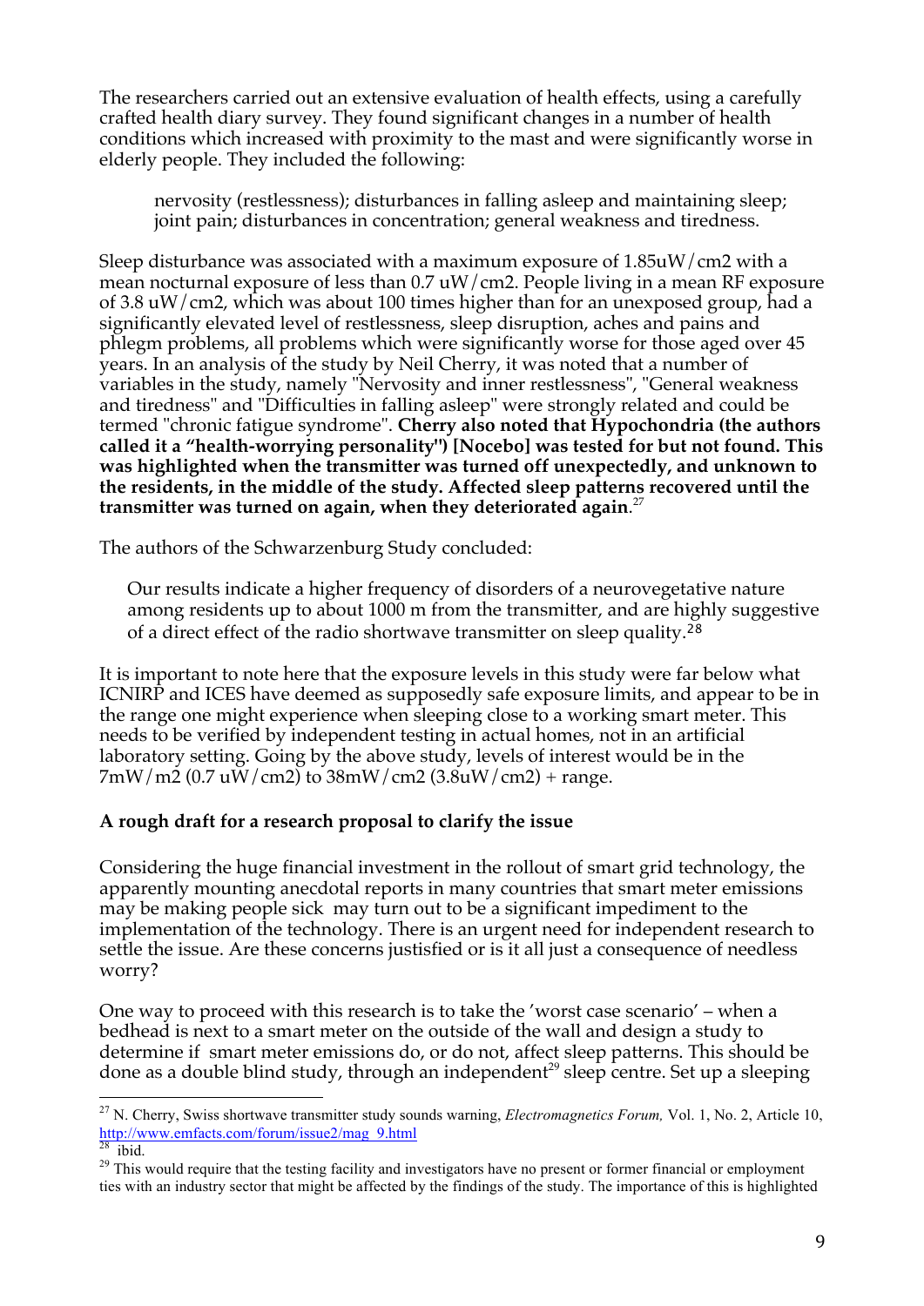The researchers carried out an extensive evaluation of health effects, using a carefully crafted health diary survey. They found significant changes in a number of health conditions which increased with proximity to the mast and were significantly worse in elderly people. They included the following:

> nervosity (restlessness); disturbances in falling asleep and maintaining sleep; joint pain; disturbances in concentration; general weakness and tiredness.

Sleep disturbance was associated with a maximum exposure of 1.85uW/cm2 with a mean nocturnal exposure of less than 0.7 uW/cm2. People living in a mean RF exposure of 3.8 uW/cm2, which was about 100 times higher than for an unexposed group, had a significantly elevated level of restlessness, sleep disruption, aches and pains and phlegm problems, all problems which were significantly worse for those aged over 45 years. In an analysis of the study by Neil Cherry, it was noted that a number of variables in the study, namely "Nervosity and inner restlessness", "General weakness and tiredness" and "Difficulties in falling asleep" were strongly related and could be termed "chronic fatigue syndrome". **Cherry also noted that Hypochondria (the authors called it a "health-worrying personality") [Nocebo] was tested for but not found. This was highlighted when the transmitter was turned off unexpectedly, and unknown to the residents, in the middle of the study. Affected sleep patterns recovered until the transmitter was turned on again, when they deteriorated again**.[27]

The authors of the Schwarzenburg Study concluded:

> Our results indicate a higher frequency of disorders of a neurovegetative nature among residents up to about 1000 m from the transmitter, and are highly suggestive of a direct effect of the radio shortwave transmitter on sleep quality.[28]

It is important to note here that the exposure levels in this study were far below what ICNIRP and ICES have deemed as supposedly safe exposure limits, and appear to be in the range one might experience when sleeping close to a working smart meter. This needs to be verified by independent testing in actual homes, not in an artificial laboratory setting. Going by the above study, levels of interest would be in the 7mW/m2 (0.7 uW/cm2) to 38mW/cm2 (3.8uW/cm2) + range.

**A rough draft for a research proposal to clarify the issue**

Considering the huge financial investment in the rollout of smart grid technology, the apparently mounting anecdotal reports in many countries that smart meter emissions may be making people sick may turn out to be a significant impediment to the implementation of the technology. There is an urgent need for independent research to settle the issue. Are these concerns justified or is it all just a consequence of needless worry?

One way to proceed with this research is to take the 'worst case scenario' – when a bedhead is next to a smart meter on the outside of the wall and design a study to determine if smart meter emissions do, or do not, affect sleep patterns. This should be done as a double blind study, through an independent[29] sleep centre. Set up a sleeping

---

[27] N. Cherry, Swiss shortwave transmitter study sounds warning, *Electromagnetics Forum,* Vol. 1, No. 2, Article 10, http://www.emfacts.com/forum/issue2/mag_9.html

[28] ibid.

[29] This would require that the testing facility and investigators have no present or former financial or employment ties with an industry sector that might be affected by the findings of the study. The importance of this is highlighted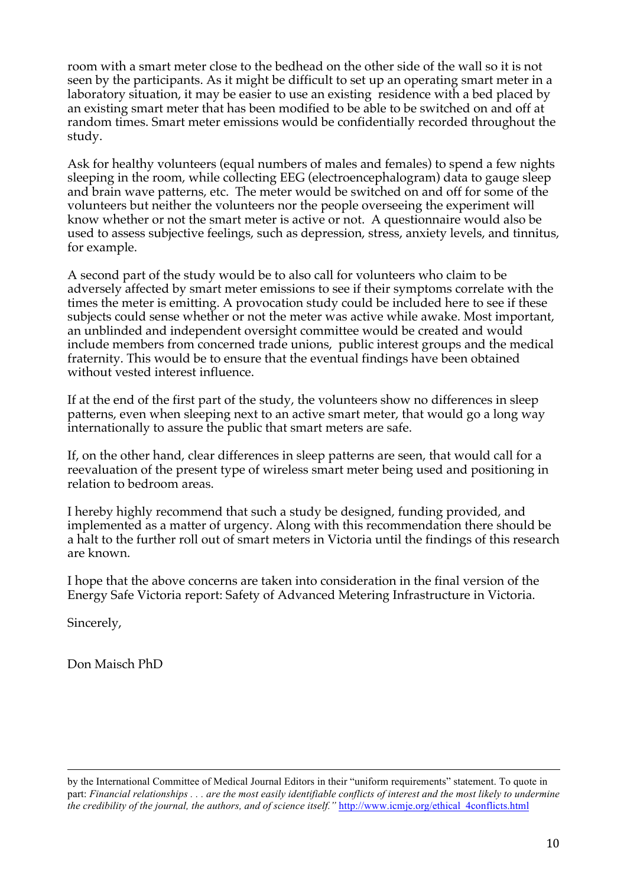room with a smart meter close to the bedhead on the other side of the wall so it is not seen by the participants. As it might be difficult to set up an operating smart meter in a laboratory situation, it may be easier to use an existing residence with a bed placed by an existing smart meter that has been modified to be able to be switched on and off at random times. Smart meter emissions would be confidentially recorded throughout the study.

Ask for healthy volunteers (equal numbers of males and females) to spend a few nights sleeping in the room, while collecting EEG (electroencephalogram) data to gauge sleep and brain wave patterns, etc. The meter would be switched on and off for some of the volunteers but neither the volunteers nor the people overseeing the experiment will know whether or not the smart meter is active or not. A questionnaire would also be used to assess subjective feelings, such as depression, stress, anxiety levels, and tinnitus, for example.

A second part of the study would be to also call for volunteers who claim to be adversely affected by smart meter emissions to see if their symptoms correlate with the times the meter is emitting. A provocation study could be included here to see if these subjects could sense whether or not the meter was active while awake. Most important, an unblinded and independent oversight committee would be created and would include members from concerned trade unions, public interest groups and the medical fraternity. This would be to ensure that the eventual findings have been obtained without vested interest influence.

If at the end of the first part of the study, the volunteers show no differences in sleep patterns, even when sleeping next to an active smart meter, that would go a long way internationally to assure the public that smart meters are safe.

If, on the other hand, clear differences in sleep patterns are seen, that would call for a reevaluation of the present type of wireless smart meter being used and positioning in relation to bedroom areas.

I hereby highly recommend that such a study be designed, funding provided, and implemented as a matter of urgency. Along with this recommendation there should be a halt to the further roll out of smart meters in Victoria until the findings of this research are known.

I hope that the above concerns are taken into consideration in the final version of the Energy Safe Victoria report: Safety of Advanced Metering Infrastructure in Victoria.

Sincerely,

Don Maisch PhD

---

by the International Committee of Medical Journal Editors in their "uniform requirements" statement. To quote in part: *Financial relationships . . . are the most easily identifiable conflicts of interest and the most likely to undermine the credibility of the journal, the authors, and of science itself."* http://www.icmje.org/ethical_4conflicts.html